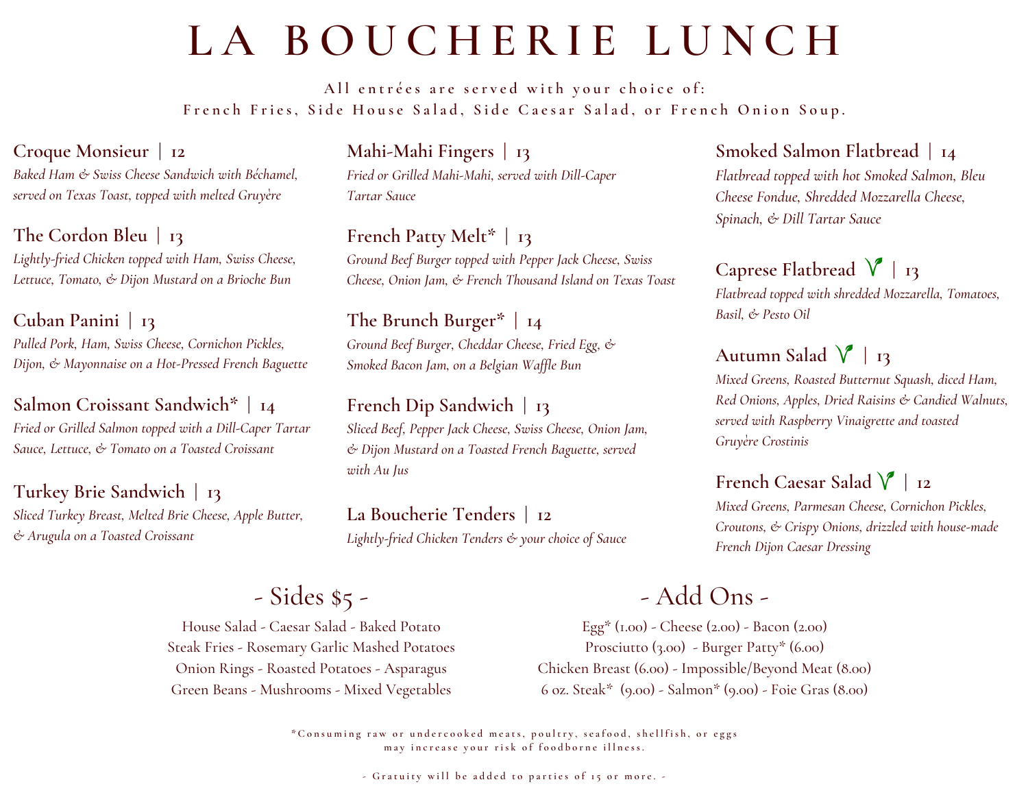# LA BOUCHERIE LUNCH

All entrées are served with your choice of:
French Fries, Side House Salad, Side Caesar Salad, or French Onion Soup.

### Croque Monsieur | 12

*Baked Ham & Swiss Cheese Sandwich with Béchamel, served on Texas Toast, topped with melted Gruyère*

### The Cordon Bleu | 13

*Lightly-fried Chicken topped with Ham, Swiss Cheese, Lettuce, Tomato, & Dijon Mustard on a Brioche Bun*

### Cuban Panini | 13

*Pulled Pork, Ham, Swiss Cheese, Cornichon Pickles, Dijon, & Mayonnaise on a Hot-Pressed French Baguette*

### Salmon Croissant Sandwich* | 14

*Fried or Grilled Salmon topped with a Dill-Caper Tartar Sauce, Lettuce, & Tomato on a Toasted Croissant*

### Turkey Brie Sandwich | 13

*Sliced Turkey Breast, Melted Brie Cheese, Apple Butter, & Arugula on a Toasted Croissant*

### Mahi-Mahi Fingers | 13

*Fried or Grilled Mahi-Mahi, served with Dill-Caper Tartar Sauce*

### French Patty Melt* | 13

*Ground Beef Burger topped with Pepper Jack Cheese, Swiss Cheese, Onion Jam, & French Thousand Island on Texas Toast*

### The Brunch Burger* | 14

*Ground Beef Burger, Cheddar Cheese, Fried Egg, & Smoked Bacon Jam, on a Belgian Waffle Bun*

### French Dip Sandwich | 13

*Sliced Beef, Pepper Jack Cheese, Swiss Cheese, Onion Jam, & Dijon Mustard on a Toasted French Baguette, served with Au Jus*

### La Boucherie Tenders | 12

*Lightly-fried Chicken Tenders & your choice of Sauce*

### Smoked Salmon Flatbread | 14

*Flatbread topped with hot Smoked Salmon, Bleu Cheese Fondue, Shredded Mozzarella Cheese, Spinach, & Dill Tartar Sauce*

### Caprese Flatbread 🌱 | 13

*Flatbread topped with shredded Mozzarella, Tomatoes, Basil, & Pesto Oil*

### Autumn Salad 🌱 | 13

*Mixed Greens, Roasted Butternut Squash, diced Ham, Red Onions, Apples, Dried Raisins & Candied Walnuts, served with Raspberry Vinaigrette and toasted Gruyère Crostinis*

### French Caesar Salad 🌱 | 12

*Mixed Greens, Parmesan Cheese, Cornichon Pickles, Croutons, & Crispy Onions, drizzled with house-made French Dijon Caesar Dressing*

## - Sides $5 -

House Salad - Caesar Salad - Baked Potato
Steak Fries - Rosemary Garlic Mashed Potatoes
Onion Rings - Roasted Potatoes - Asparagus
Green Beans - Mushrooms - Mixed Vegetables

## - Add Ons -

Egg* (1.00) - Cheese (2.00) - Bacon (2.00)
Prosciutto (3.00) - Burger Patty* (6.00)
Chicken Breast (6.00) - Impossible/Beyond Meat (8.00)
6 oz. Steak* (9.00) - Salmon* (9.00) - Foie Gras (8.00)

*Consuming raw or undercooked meats, poultry, seafood, shellfish, or eggs may increase your risk of foodborne illness.

- Gratuity will be added to parties of 15 or more. -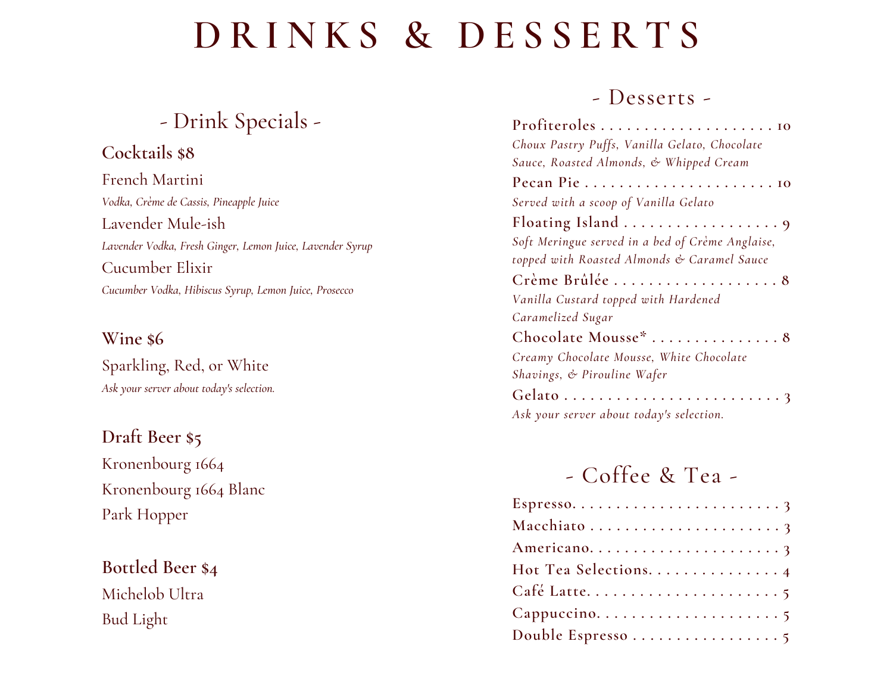# DRINKS & DESSERTS

## - Drink Specials -

### Cocktails $8

French Martini

*Vodka, Crème de Cassis, Pineapple Juice*

Lavender Mule-ish

*Lavender Vodka, Fresh Ginger, Lemon Juice, Lavender Syrup*

Cucumber Elixir

*Cucumber Vodka, Hibiscus Syrup, Lemon Juice, Prosecco*

### Wine $6

Sparkling, Red, or White

*Ask your server about today's selection.*

### Draft Beer $5

Kronenbourg 1664

Kronenbourg 1664 Blanc

Park Hopper

### Bottled Beer $4

Michelob Ultra

Bud Light

## - Desserts -

**Profiteroles** . . . . . . . . . . . . . . . . . . . . 10

*Choux Pastry Puffs, Vanilla Gelato, Chocolate Sauce, Roasted Almonds, & Whipped Cream*

**Pecan Pie** . . . . . . . . . . . . . . . . . . . . . . 10

*Served with a scoop of Vanilla Gelato*

**Floating Island** . . . . . . . . . . . . . . . . . . 9

*Soft Meringue served in a bed of Crème Anglaise, topped with Roasted Almonds & Caramel Sauce*

**Crème Brûlée** . . . . . . . . . . . . . . . . . . . 8

*Vanilla Custard topped with Hardened Caramelized Sugar*

**Chocolate Mousse*** . . . . . . . . . . . . . . . 8

*Creamy Chocolate Mousse, White Chocolate Shavings, & Pirouline Wafer*

**Gelato** . . . . . . . . . . . . . . . . . . . . . . . . 3

*Ask your server about today's selection.*

## - Coffee & Tea -

**Espresso**. . . . . . . . . . . . . . . . . . . . . . . . 3

**Macchiato** . . . . . . . . . . . . . . . . . . . . . . 3

**Americano**. . . . . . . . . . . . . . . . . . . . . . 3

**Hot Tea Selections**. . . . . . . . . . . . . . . 4

**Café Latte**. . . . . . . . . . . . . . . . . . . . . . 5

**Cappuccino**. . . . . . . . . . . . . . . . . . . . . 5

**Double Espresso** . . . . . . . . . . . . . . . . . 5